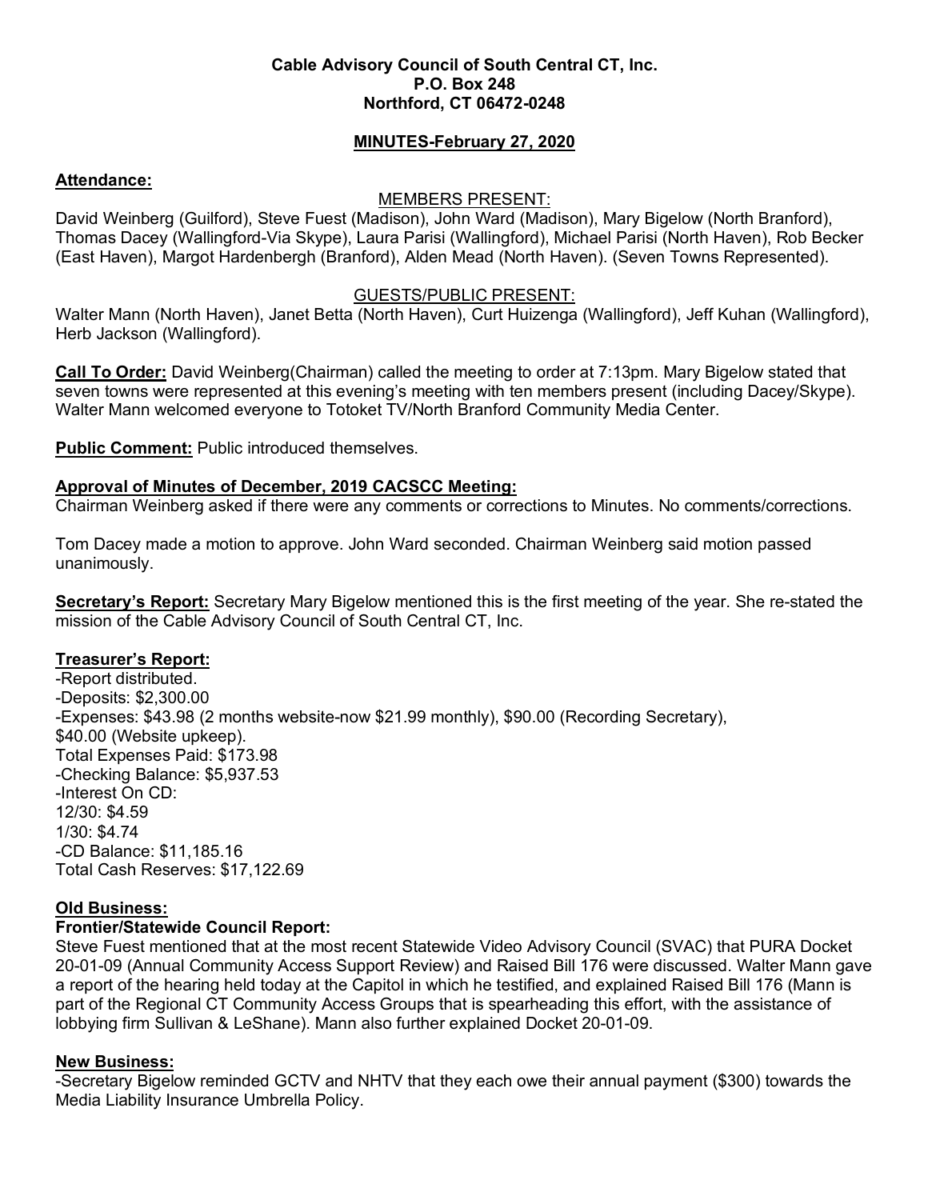**Cable Advisory Council of South Central CT, Inc.**
**P.O. Box 248**
**Northford, CT 06472-0248**

**MINUTES-February 27, 2020**

**Attendance:**

MEMBERS PRESENT:

David Weinberg (Guilford), Steve Fuest (Madison), John Ward (Madison), Mary Bigelow (North Branford), Thomas Dacey (Wallingford-Via Skype), Laura Parisi (Wallingford), Michael Parisi (North Haven), Rob Becker (East Haven), Margot Hardenbergh (Branford), Alden Mead (North Haven). (Seven Towns Represented).

GUESTS/PUBLIC PRESENT:

Walter Mann (North Haven), Janet Betta (North Haven), Curt Huizenga (Wallingford), Jeff Kuhan (Wallingford), Herb Jackson (Wallingford).

**Call To Order:** David Weinberg(Chairman) called the meeting to order at 7:13pm. Mary Bigelow stated that seven towns were represented at this evening's meeting with ten members present (including Dacey/Skype). Walter Mann welcomed everyone to Totoket TV/North Branford Community Media Center.

**Public Comment:** Public introduced themselves.

**Approval of Minutes of December, 2019 CACSCC Meeting:**
Chairman Weinberg asked if there were any comments or corrections to Minutes. No comments/corrections.

Tom Dacey made a motion to approve. John Ward seconded. Chairman Weinberg said motion passed unanimously.

**Secretary's Report:** Secretary Mary Bigelow mentioned this is the first meeting of the year. She re-stated the mission of the Cable Advisory Council of South Central CT, Inc.

**Treasurer's Report:**
-Report distributed.
-Deposits: $2,300.00
-Expenses: $43.98 (2 months website-now $21.99 monthly), $90.00 (Recording Secretary), $40.00 (Website upkeep).
Total Expenses Paid: $173.98
-Checking Balance: $5,937.53
-Interest On CD:
12/30: $4.59
1/30: $4.74
-CD Balance: $11,185.16
Total Cash Reserves: $17,122.69

**Old Business:**

**Frontier/Statewide Council Report:**
Steve Fuest mentioned that at the most recent Statewide Video Advisory Council (SVAC) that PURA Docket 20-01-09 (Annual Community Access Support Review) and Raised Bill 176 were discussed. Walter Mann gave a report of the hearing held today at the Capitol in which he testified, and explained Raised Bill 176 (Mann is part of the Regional CT Community Access Groups that is spearheading this effort, with the assistance of lobbying firm Sullivan & LeShane). Mann also further explained Docket 20-01-09.

**New Business:**
-Secretary Bigelow reminded GCTV and NHTV that they each owe their annual payment ($300) towards the Media Liability Insurance Umbrella Policy.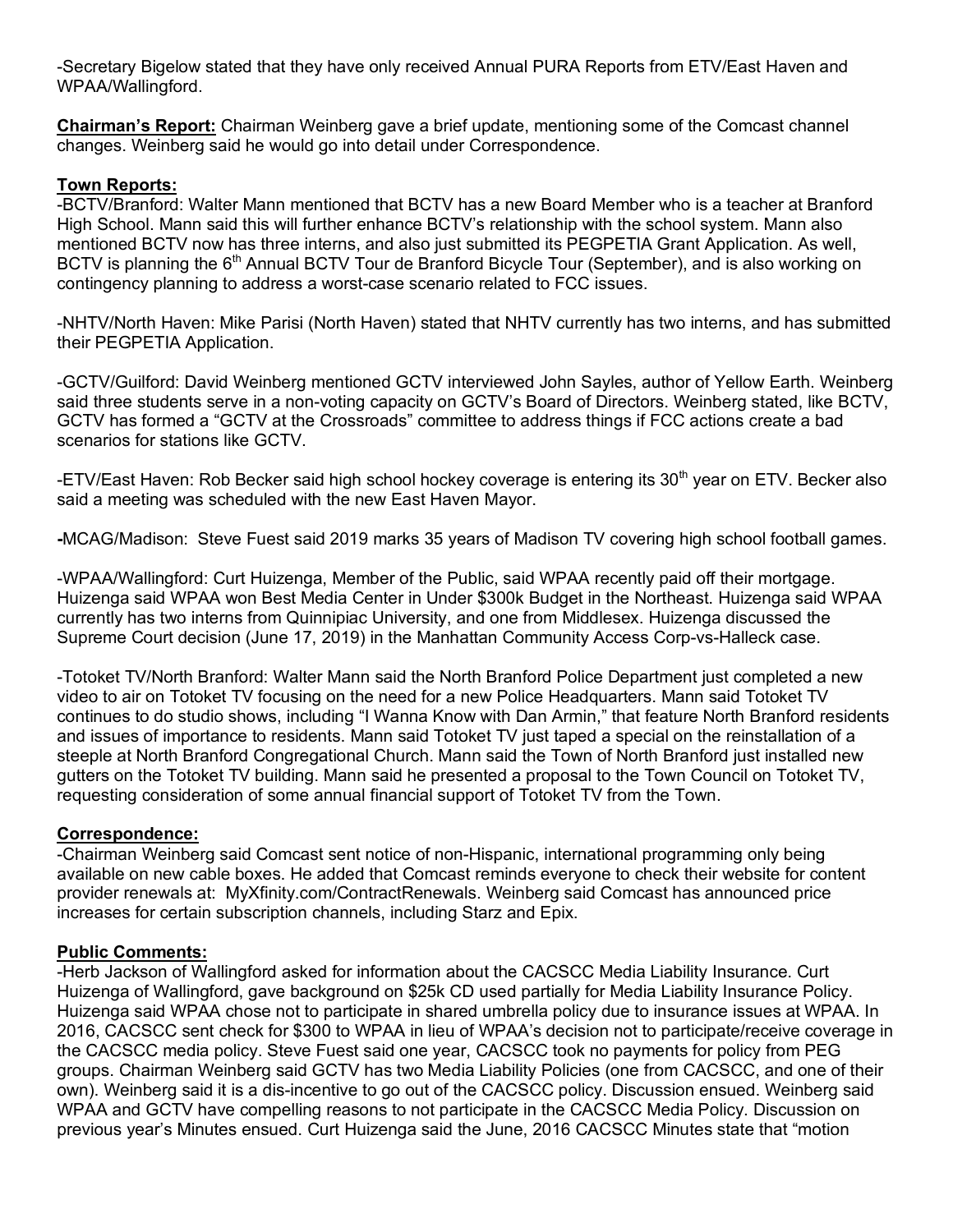-Secretary Bigelow stated that they have only received Annual PURA Reports from ETV/East Haven and WPAA/Wallingford.

**Chairman's Report:** Chairman Weinberg gave a brief update, mentioning some of the Comcast channel changes. Weinberg said he would go into detail under Correspondence.

**Town Reports:**

-BCTV/Branford: Walter Mann mentioned that BCTV has a new Board Member who is a teacher at Branford High School. Mann said this will further enhance BCTV's relationship with the school system. Mann also mentioned BCTV now has three interns, and also just submitted its PEGPETIA Grant Application. As well, BCTV is planning the 6th Annual BCTV Tour de Branford Bicycle Tour (September), and is also working on contingency planning to address a worst-case scenario related to FCC issues.

-NHTV/North Haven: Mike Parisi (North Haven) stated that NHTV currently has two interns, and has submitted their PEGPETIA Application.

-GCTV/Guilford: David Weinberg mentioned GCTV interviewed John Sayles, author of Yellow Earth. Weinberg said three students serve in a non-voting capacity on GCTV's Board of Directors. Weinberg stated, like BCTV, GCTV has formed a "GCTV at the Crossroads" committee to address things if FCC actions create a bad scenarios for stations like GCTV.

-ETV/East Haven: Rob Becker said high school hockey coverage is entering its 30th year on ETV. Becker also said a meeting was scheduled with the new East Haven Mayor.

**-**MCAG/Madison: Steve Fuest said 2019 marks 35 years of Madison TV covering high school football games.

-WPAA/Wallingford: Curt Huizenga, Member of the Public, said WPAA recently paid off their mortgage. Huizenga said WPAA won Best Media Center in Under $300k Budget in the Northeast. Huizenga said WPAA currently has two interns from Quinnipiac University, and one from Middlesex. Huizenga discussed the Supreme Court decision (June 17, 2019) in the Manhattan Community Access Corp-vs-Halleck case.

-Totoket TV/North Branford: Walter Mann said the North Branford Police Department just completed a new video to air on Totoket TV focusing on the need for a new Police Headquarters. Mann said Totoket TV continues to do studio shows, including "I Wanna Know with Dan Armin," that feature North Branford residents and issues of importance to residents. Mann said Totoket TV just taped a special on the reinstallation of a steeple at North Branford Congregational Church. Mann said the Town of North Branford just installed new gutters on the Totoket TV building. Mann said he presented a proposal to the Town Council on Totoket TV, requesting consideration of some annual financial support of Totoket TV from the Town.

**Correspondence:**

-Chairman Weinberg said Comcast sent notice of non-Hispanic, international programming only being available on new cable boxes. He added that Comcast reminds everyone to check their website for content provider renewals at: MyXfinity.com/ContractRenewals. Weinberg said Comcast has announced price increases for certain subscription channels, including Starz and Epix.

**Public Comments:**

-Herb Jackson of Wallingford asked for information about the CACSCC Media Liability Insurance. Curt Huizenga of Wallingford, gave background on $25k CD used partially for Media Liability Insurance Policy. Huizenga said WPAA chose not to participate in shared umbrella policy due to insurance issues at WPAA. In 2016, CACSCC sent check for $300 to WPAA in lieu of WPAA's decision not to participate/receive coverage in the CACSCC media policy. Steve Fuest said one year, CACSCC took no payments for policy from PEG groups. Chairman Weinberg said GCTV has two Media Liability Policies (one from CACSCC, and one of their own). Weinberg said it is a dis-incentive to go out of the CACSCC policy. Discussion ensued. Weinberg said WPAA and GCTV have compelling reasons to not participate in the CACSCC Media Policy. Discussion on previous year's Minutes ensued. Curt Huizenga said the June, 2016 CACSCC Minutes state that "motion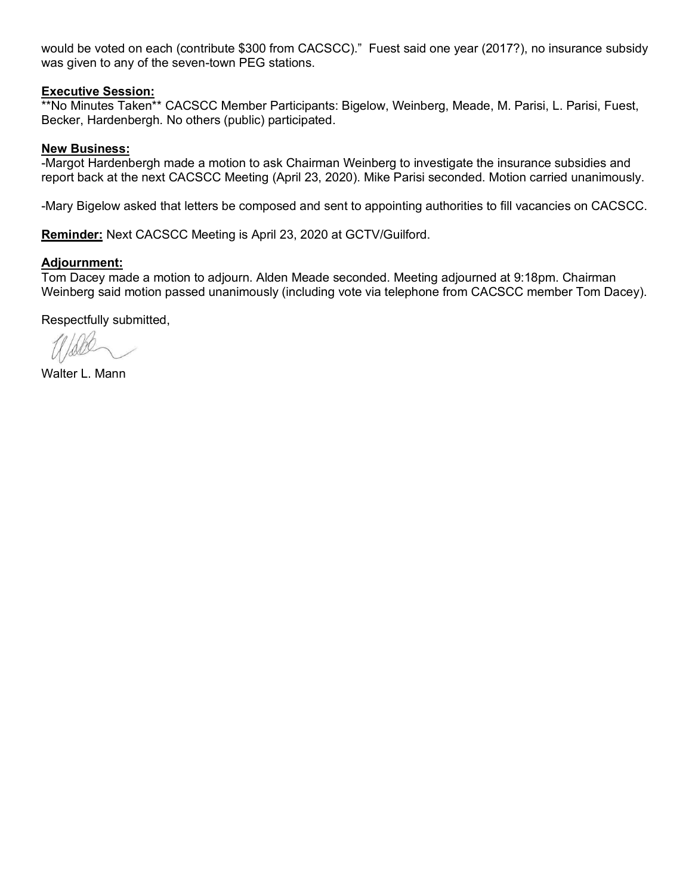would be voted on each (contribute $300 from CACSCC)." Fuest said one year (2017?), no insurance subsidy was given to any of the seven-town PEG stations.

**Executive Session:**

**No Minutes Taken** CACSCC Member Participants: Bigelow, Weinberg, Meade, M. Parisi, L. Parisi, Fuest, Becker, Hardenbergh. No others (public) participated.

**New Business:**

-Margot Hardenbergh made a motion to ask Chairman Weinberg to investigate the insurance subsidies and report back at the next CACSCC Meeting (April 23, 2020). Mike Parisi seconded. Motion carried unanimously.

-Mary Bigelow asked that letters be composed and sent to appointing authorities to fill vacancies on CACSCC.

**Reminder:** Next CACSCC Meeting is April 23, 2020 at GCTV/Guilford.

**Adjournment:**

Tom Dacey made a motion to adjourn. Alden Meade seconded. Meeting adjourned at 9:18pm. Chairman Weinberg said motion passed unanimously (including vote via telephone from CACSCC member Tom Dacey).

Respectfully submitted,

Walter L. Mann